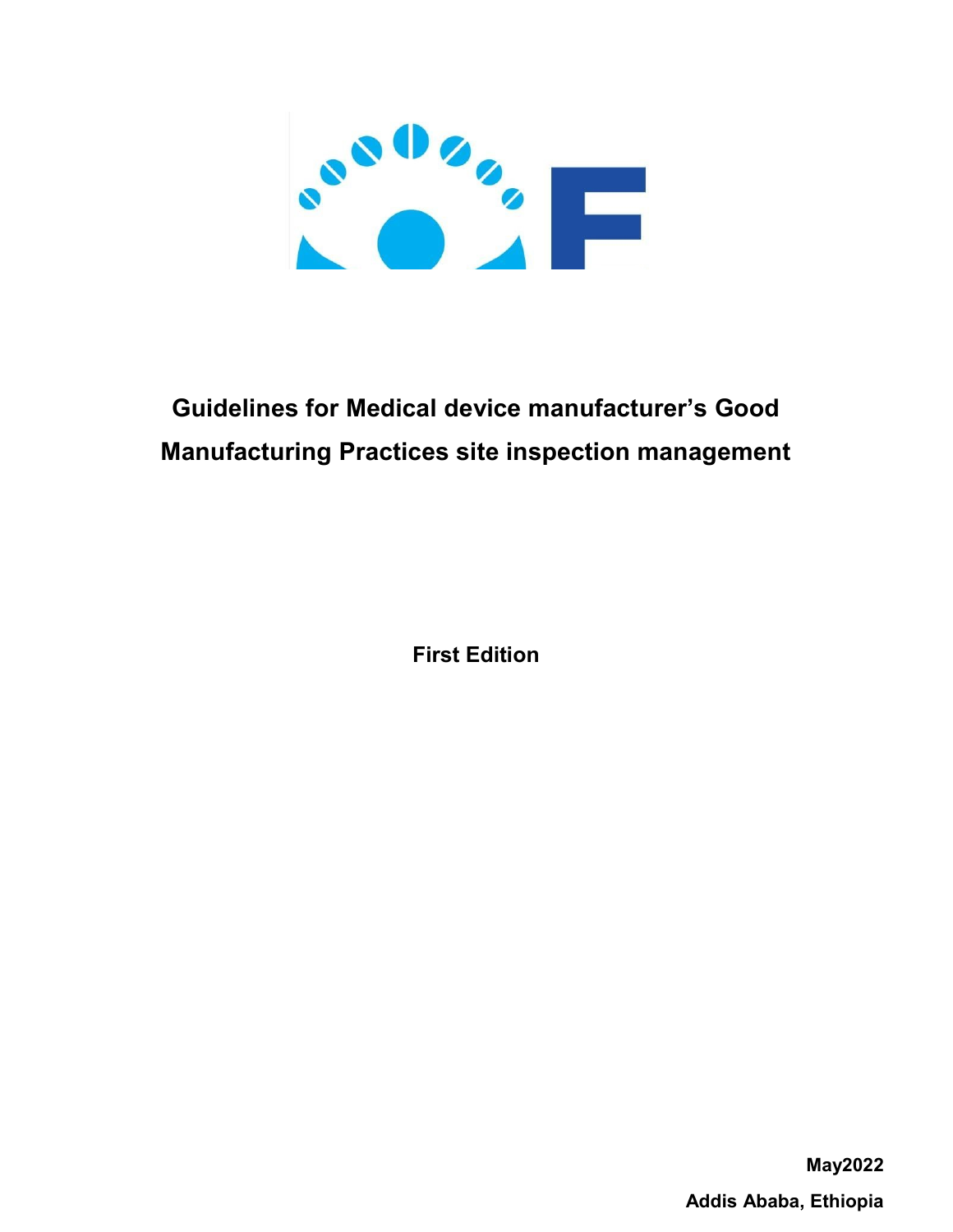# Guidelines for Medical device manufacturer's Good Manufacturing Practices site inspection management

**First Edition**

**May2022**

**Addis Ababa, Ethiopia**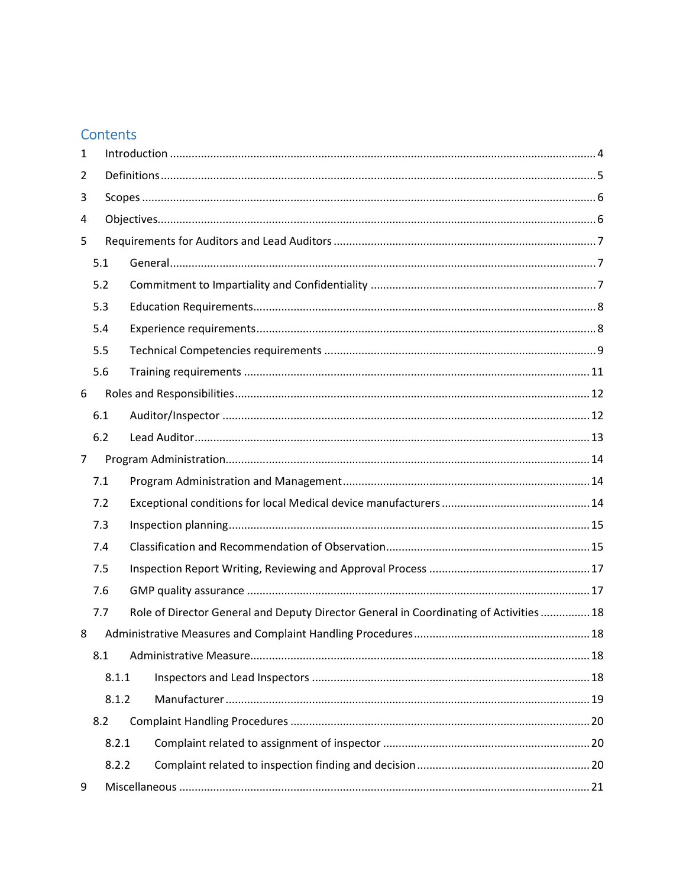# Contents

1 Introduction ........................................................................................................................................ 4

2 Definitions .......................................................................................................................................... 5

3 Scopes ................................................................................................................................................ 6

4 Objectives ........................................................................................................................................... 6

5 Requirements for Auditors and Lead Auditors .................................................................................... 7

5.1 General ........................................................................................................................................ 7

5.2 Commitment to Impartiality and Confidentiality ......................................................................... 7

5.3 Education Requirements ............................................................................................................. 8

5.4 Experience requirements ............................................................................................................. 8

5.5 Technical Competencies requirements ........................................................................................ 9

5.6 Training requirements ............................................................................................................... 11

6 Roles and Responsibilities .................................................................................................................. 12

6.1 Auditor/Inspector ..................................................................................................................... 12

6.2 Lead Auditor .............................................................................................................................. 13

7 Program Administration ..................................................................................................................... 14

7.1 Program Administration and Management ................................................................................ 14

7.2 Exceptional conditions for local Medical device manufacturers ................................................ 14

7.3 Inspection planning .................................................................................................................... 15

7.4 Classification and Recommendation of Observation .................................................................. 15

7.5 Inspection Report Writing, Reviewing and Approval Process ..................................................... 17

7.6 GMP quality assurance .............................................................................................................. 17

7.7 Role of Director General and Deputy Director General in Coordinating of Activities ................ 18

8 Administrative Measures and Complaint Handling Procedures ......................................................... 18

8.1 Administrative Measure ............................................................................................................. 18

8.1.1 Inspectors and Lead Inspectors ......................................................................................... 18

8.1.2 Manufacturer ..................................................................................................................... 19

8.2 Complaint Handling Procedures ................................................................................................ 20

8.2.1 Complaint related to assignment of inspector ................................................................... 20

8.2.2 Complaint related to inspection finding and decision ........................................................ 20

9 Miscellaneous ................................................................................................................................... 21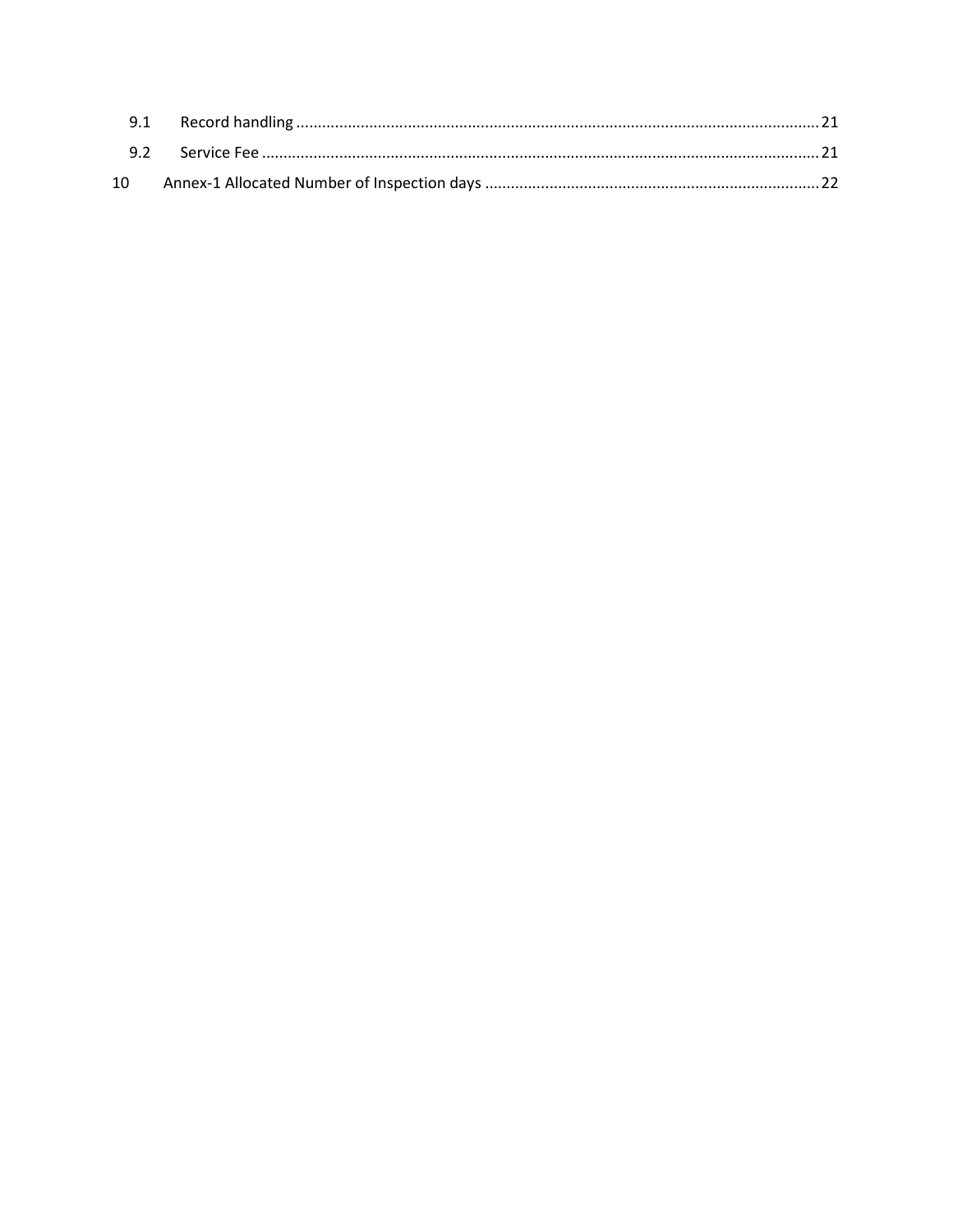9.1 Record handling ........................................................................................................................ 21

9.2 Service Fee ................................................................................................................................ 21

10 Annex-1 Allocated Number of Inspection days ............................................................................ 22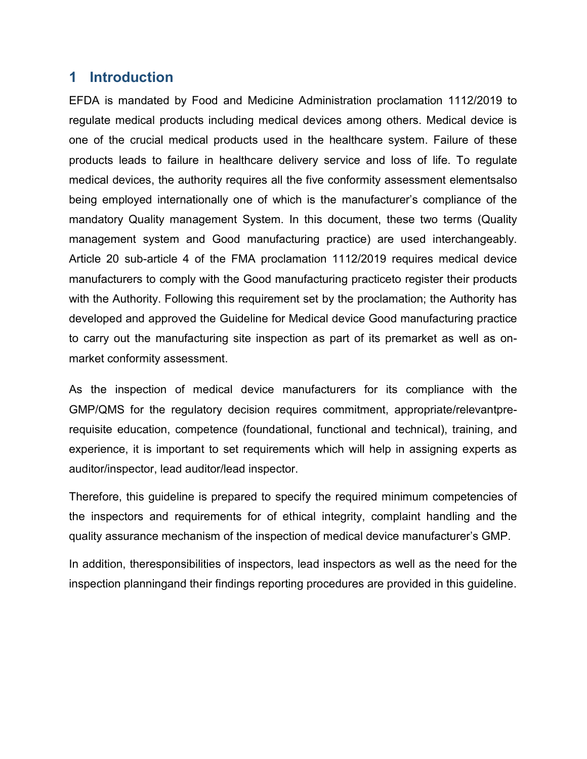# 1 Introduction

EFDA is mandated by Food and Medicine Administration proclamation 1112/2019 to regulate medical products including medical devices among others. Medical device is one of the crucial medical products used in the healthcare system. Failure of these products leads to failure in healthcare delivery service and loss of life. To regulate medical devices, the authority requires all the five conformity assessment elementsalso being employed internationally one of which is the manufacturer's compliance of the mandatory Quality management System. In this document, these two terms (Quality management system and Good manufacturing practice) are used interchangeably. Article 20 sub-article 4 of the FMA proclamation 1112/2019 requires medical device manufacturers to comply with the Good manufacturing practiceto register their products with the Authority. Following this requirement set by the proclamation; the Authority has developed and approved the Guideline for Medical device Good manufacturing practice to carry out the manufacturing site inspection as part of its premarket as well as on-market conformity assessment.

As the inspection of medical device manufacturers for its compliance with the GMP/QMS for the regulatory decision requires commitment, appropriate/relevantpre-requisite education, competence (foundational, functional and technical), training, and experience, it is important to set requirements which will help in assigning experts as auditor/inspector, lead auditor/lead inspector.

Therefore, this guideline is prepared to specify the required minimum competencies of the inspectors and requirements for of ethical integrity, complaint handling and the quality assurance mechanism of the inspection of medical device manufacturer's GMP.

In addition, theresponsibilities of inspectors, lead inspectors as well as the need for the inspection planningand their findings reporting procedures are provided in this guideline.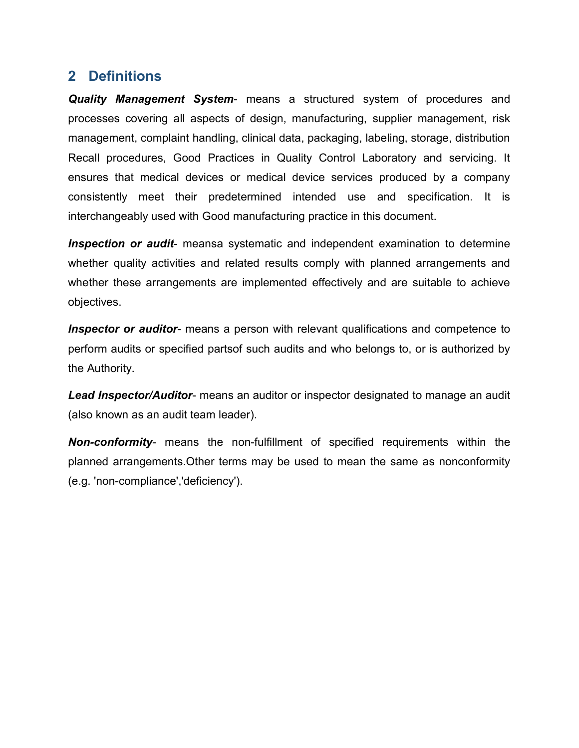## 2 Definitions

***Quality Management System***- means a structured system of procedures and processes covering all aspects of design, manufacturing, supplier management, risk management, complaint handling, clinical data, packaging, labeling, storage, distribution Recall procedures, Good Practices in Quality Control Laboratory and servicing. It ensures that medical devices or medical device services produced by a company consistently meet their predetermined intended use and specification. It is interchangeably used with Good manufacturing practice in this document.

***Inspection or audit***- meansa systematic and independent examination to determine whether quality activities and related results comply with planned arrangements and whether these arrangements are implemented effectively and are suitable to achieve objectives.

***Inspector or auditor***- means a person with relevant qualifications and competence to perform audits or specified partsof such audits and who belongs to, or is authorized by the Authority.

***Lead Inspector/Auditor***- means an auditor or inspector designated to manage an audit (also known as an audit team leader).

***Non-conformity***- means the non-fulfillment of specified requirements within the planned arrangements.Other terms may be used to mean the same as nonconformity (e.g. 'non-compliance','deficiency').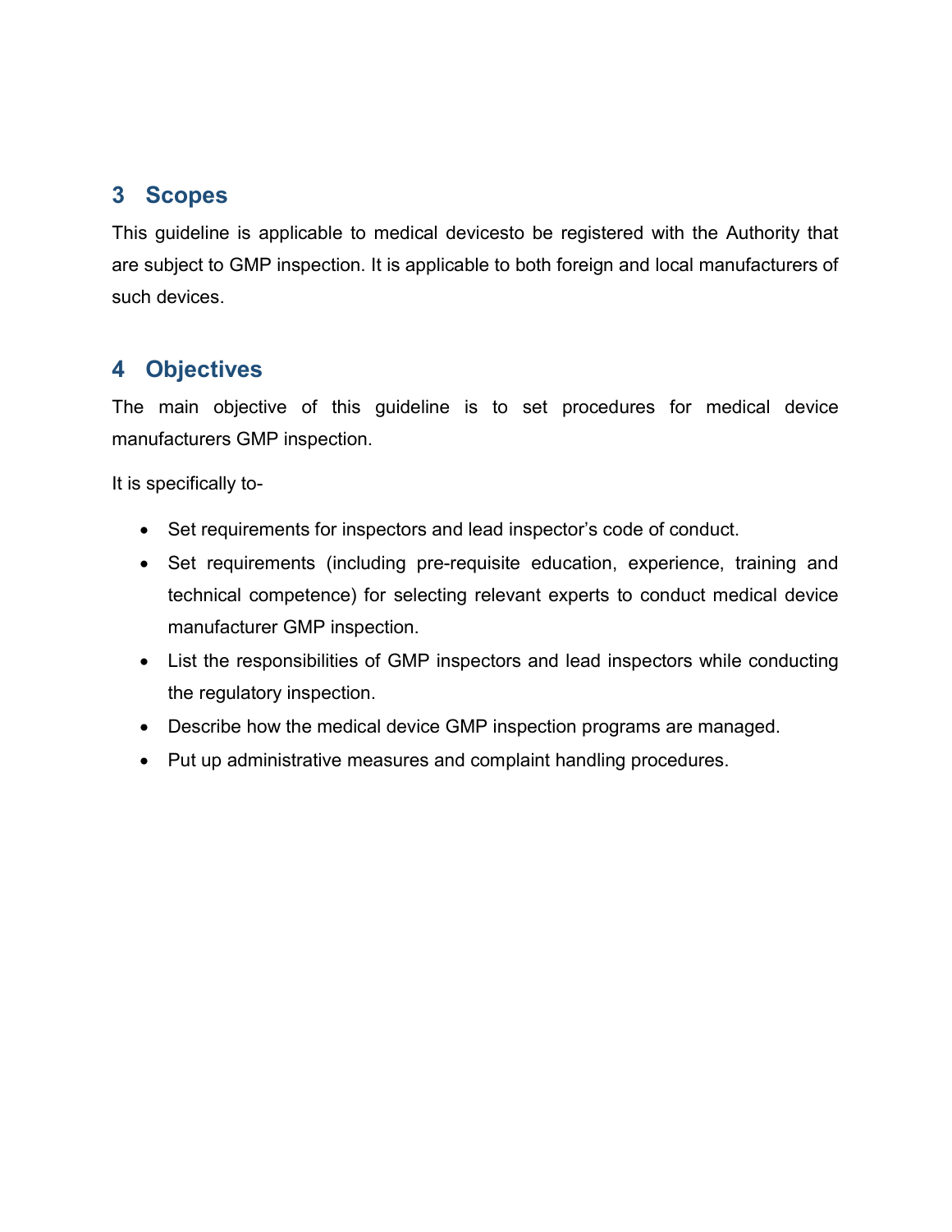## 3 Scopes

This guideline is applicable to medical devicesto be registered with the Authority that are subject to GMP inspection. It is applicable to both foreign and local manufacturers of such devices.

## 4 Objectives

The main objective of this guideline is to set procedures for medical device manufacturers GMP inspection.

It is specifically to-

- Set requirements for inspectors and lead inspector's code of conduct.
- Set requirements (including pre-requisite education, experience, training and technical competence) for selecting relevant experts to conduct medical device manufacturer GMP inspection.
- List the responsibilities of GMP inspectors and lead inspectors while conducting the regulatory inspection.
- Describe how the medical device GMP inspection programs are managed.
- Put up administrative measures and complaint handling procedures.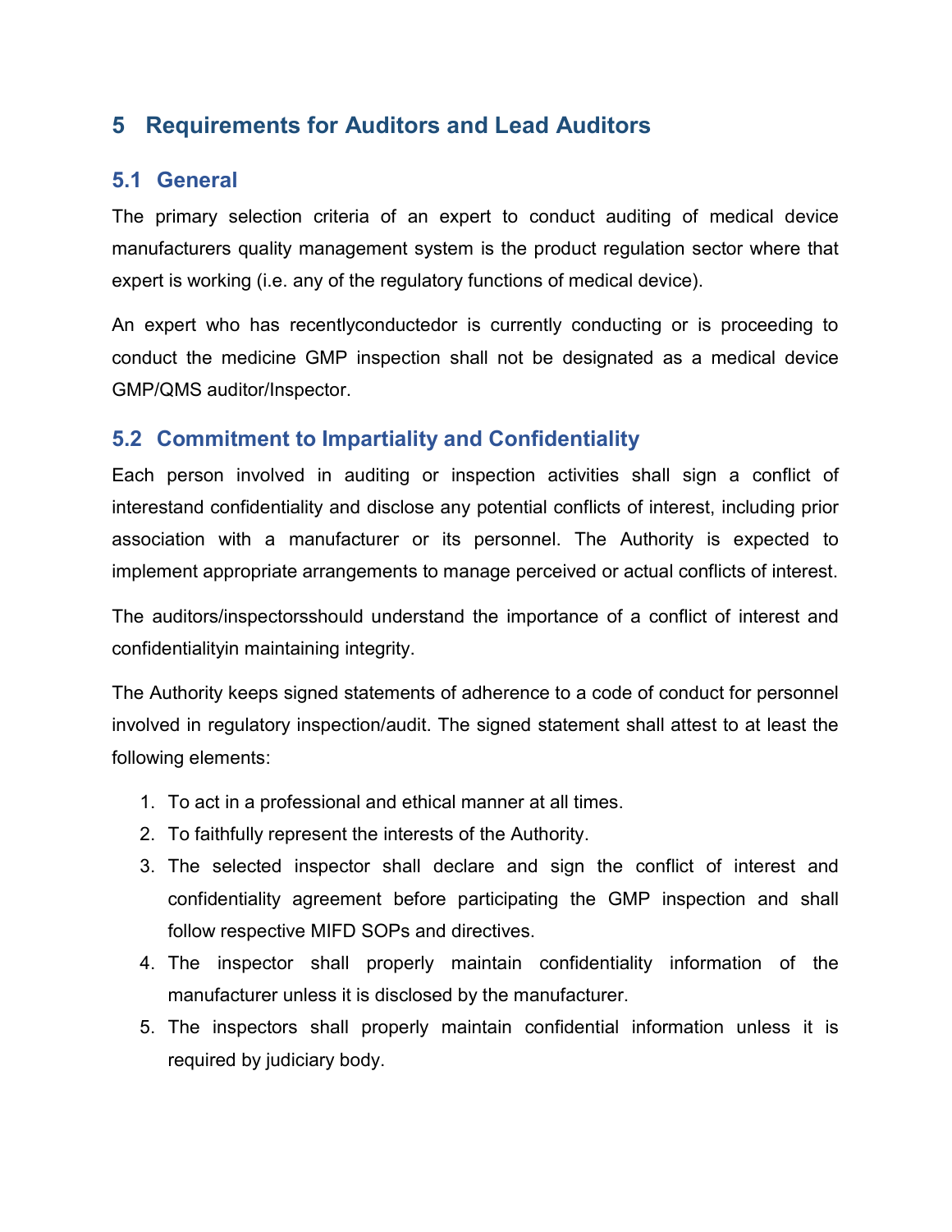## 5 Requirements for Auditors and Lead Auditors

### 5.1 General

The primary selection criteria of an expert to conduct auditing of medical device manufacturers quality management system is the product regulation sector where that expert is working (i.e. any of the regulatory functions of medical device).

An expert who has recentlyconductedor is currently conducting or is proceeding to conduct the medicine GMP inspection shall not be designated as a medical device GMP/QMS auditor/Inspector.

### 5.2 Commitment to Impartiality and Confidentiality

Each person involved in auditing or inspection activities shall sign a conflict of interestand confidentiality and disclose any potential conflicts of interest, including prior association with a manufacturer or its personnel. The Authority is expected to implement appropriate arrangements to manage perceived or actual conflicts of interest.

The auditors/inspectorsshould understand the importance of a conflict of interest and confidentialityin maintaining integrity.

The Authority keeps signed statements of adherence to a code of conduct for personnel involved in regulatory inspection/audit. The signed statement shall attest to at least the following elements:

1. To act in a professional and ethical manner at all times.
2. To faithfully represent the interests of the Authority.
3. The selected inspector shall declare and sign the conflict of interest and confidentiality agreement before participating the GMP inspection and shall follow respective MIFD SOPs and directives.
4. The inspector shall properly maintain confidentiality information of the manufacturer unless it is disclosed by the manufacturer.
5. The inspectors shall properly maintain confidential information unless it is required by judiciary body.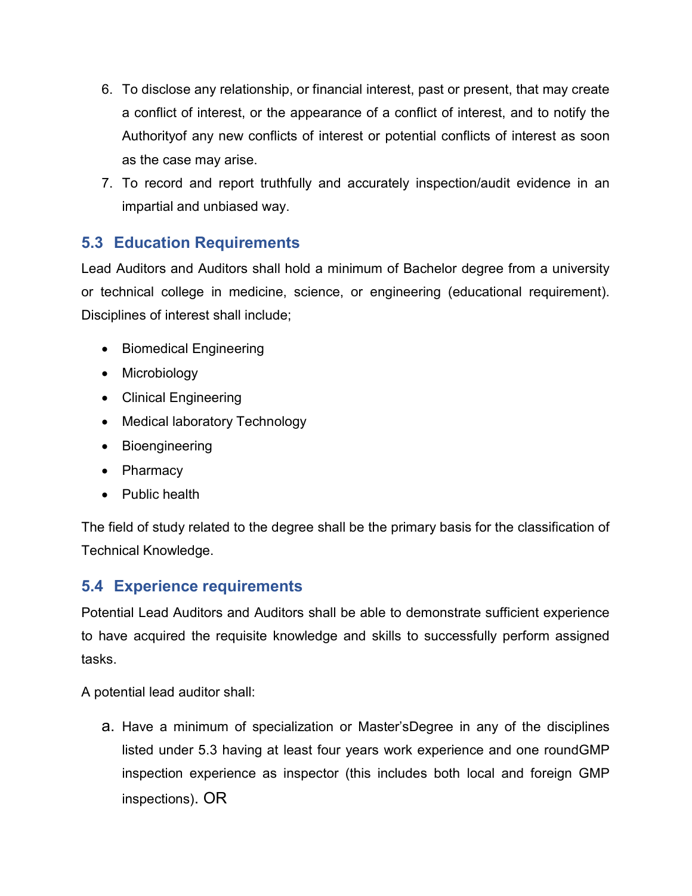6. To disclose any relationship, or financial interest, past or present, that may create a conflict of interest, or the appearance of a conflict of interest, and to notify the Authorityof any new conflicts of interest or potential conflicts of interest as soon as the case may arise.
7. To record and report truthfully and accurately inspection/audit evidence in an impartial and unbiased way.

## 5.3 Education Requirements

Lead Auditors and Auditors shall hold a minimum of Bachelor degree from a university or technical college in medicine, science, or engineering (educational requirement). Disciplines of interest shall include;

- Biomedical Engineering
- Microbiology
- Clinical Engineering
- Medical laboratory Technology
- Bioengineering
- Pharmacy
- Public health

The field of study related to the degree shall be the primary basis for the classification of Technical Knowledge.

## 5.4 Experience requirements

Potential Lead Auditors and Auditors shall be able to demonstrate sufficient experience to have acquired the requisite knowledge and skills to successfully perform assigned tasks.

A potential lead auditor shall:

a. Have a minimum of specialization or Master'sDegree in any of the disciplines listed under 5.3 having at least four years work experience and one roundGMP inspection experience as inspector (this includes both local and foreign GMP inspections). OR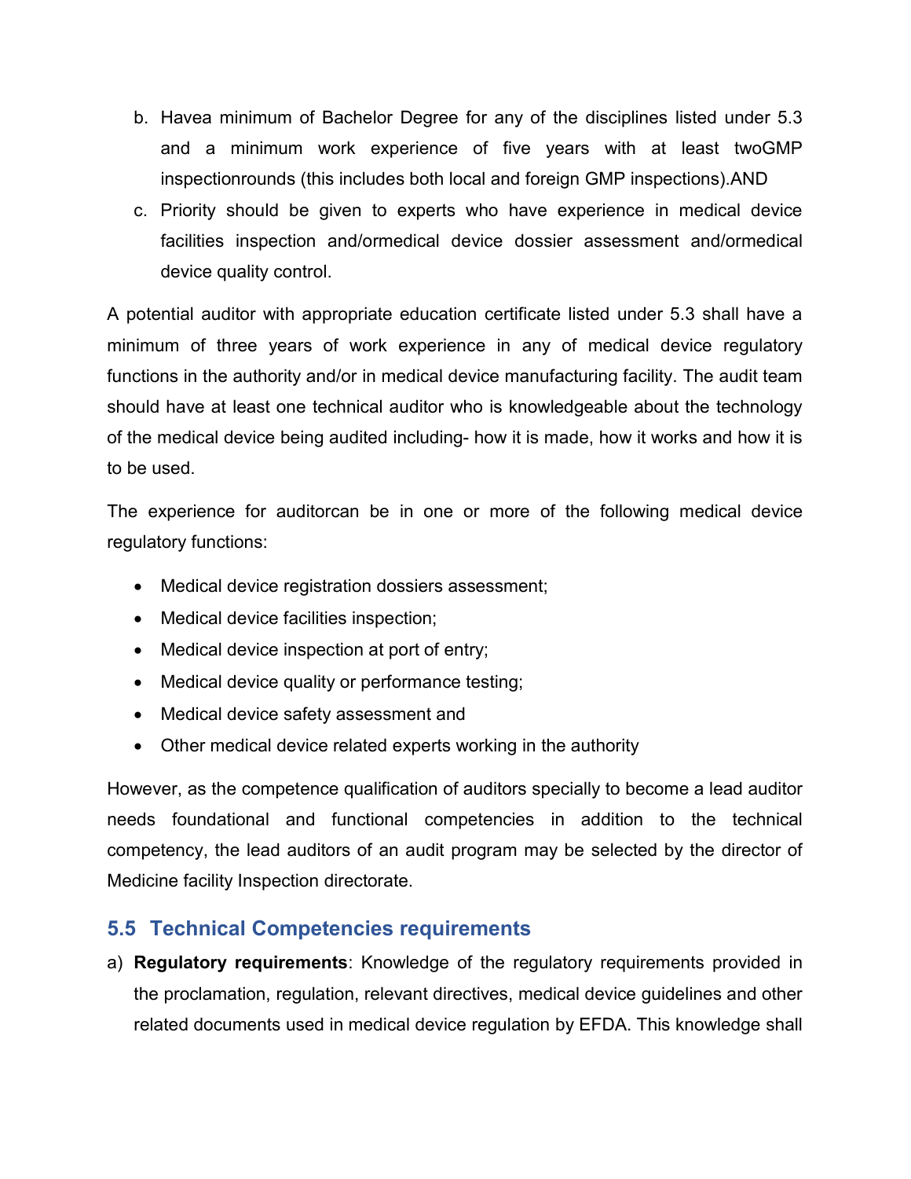b. Havea minimum of Bachelor Degree for any of the disciplines listed under 5.3 and a minimum work experience of five years with at least twoGMP inspectionrounds (this includes both local and foreign GMP inspections).AND
c. Priority should be given to experts who have experience in medical device facilities inspection and/ormedical device dossier assessment and/ormedical device quality control.

A potential auditor with appropriate education certificate listed under 5.3 shall have a minimum of three years of work experience in any of medical device regulatory functions in the authority and/or in medical device manufacturing facility. The audit team should have at least one technical auditor who is knowledgeable about the technology of the medical device being audited including- how it is made, how it works and how it is to be used.

The experience for auditorcan be in one or more of the following medical device regulatory functions:

- Medical device registration dossiers assessment;
- Medical device facilities inspection;
- Medical device inspection at port of entry;
- Medical device quality or performance testing;
- Medical device safety assessment and
- Other medical device related experts working in the authority

However, as the competence qualification of auditors specially to become a lead auditor needs foundational and functional competencies in addition to the technical competency, the lead auditors of an audit program may be selected by the director of Medicine facility Inspection directorate.

## 5.5 Technical Competencies requirements

a) **Regulatory requirements**: Knowledge of the regulatory requirements provided in the proclamation, regulation, relevant directives, medical device guidelines and other related documents used in medical device regulation by EFDA. This knowledge shall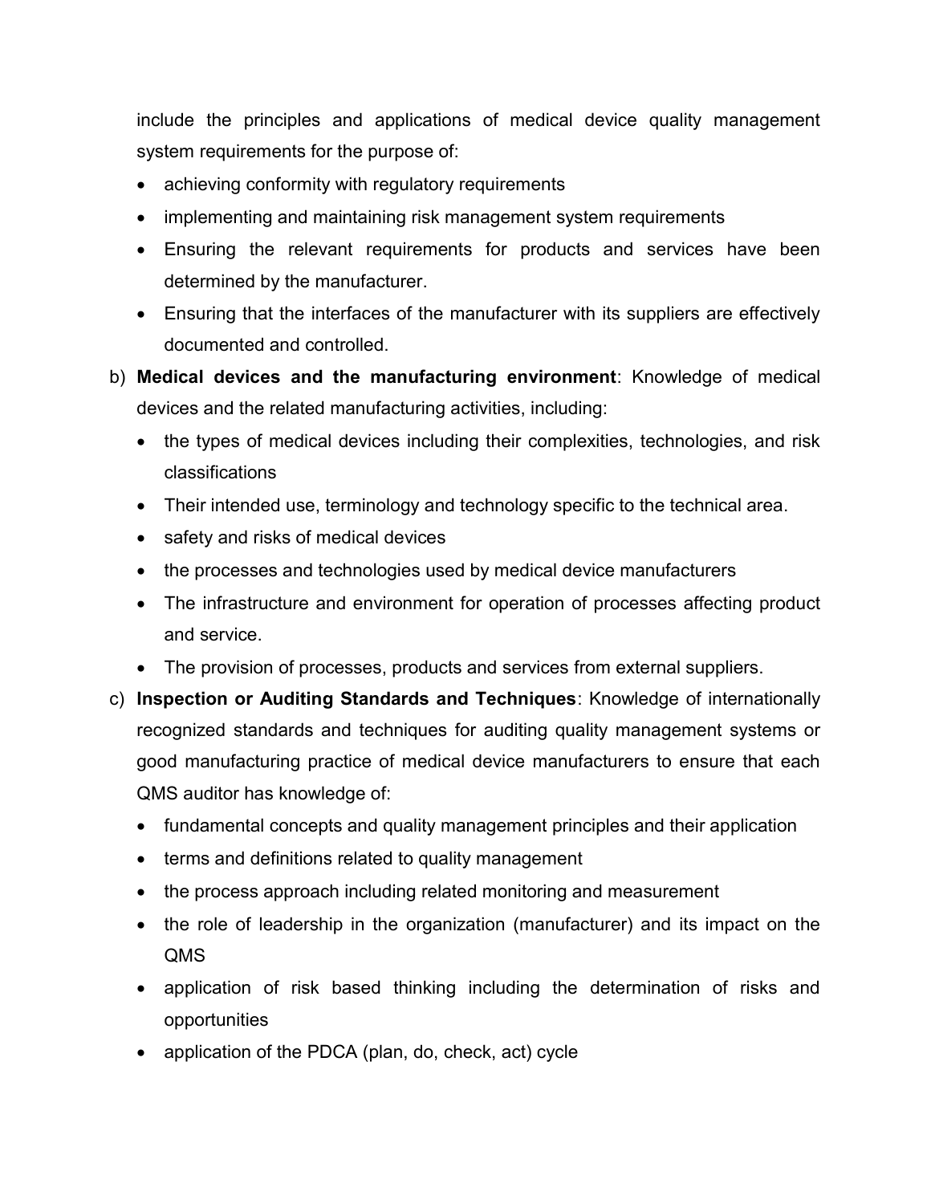include the principles and applications of medical device quality management system requirements for the purpose of:

- achieving conformity with regulatory requirements
- implementing and maintaining risk management system requirements
- Ensuring the relevant requirements for products and services have been determined by the manufacturer.
- Ensuring that the interfaces of the manufacturer with its suppliers are effectively documented and controlled.

b) **Medical devices and the manufacturing environment**: Knowledge of medical devices and the related manufacturing activities, including:

- the types of medical devices including their complexities, technologies, and risk classifications
- Their intended use, terminology and technology specific to the technical area.
- safety and risks of medical devices
- the processes and technologies used by medical device manufacturers
- The infrastructure and environment for operation of processes affecting product and service.
- The provision of processes, products and services from external suppliers.

c) **Inspection or Auditing Standards and Techniques**: Knowledge of internationally recognized standards and techniques for auditing quality management systems or good manufacturing practice of medical device manufacturers to ensure that each QMS auditor has knowledge of:

- fundamental concepts and quality management principles and their application
- terms and definitions related to quality management
- the process approach including related monitoring and measurement
- the role of leadership in the organization (manufacturer) and its impact on the QMS
- application of risk based thinking including the determination of risks and opportunities
- application of the PDCA (plan, do, check, act) cycle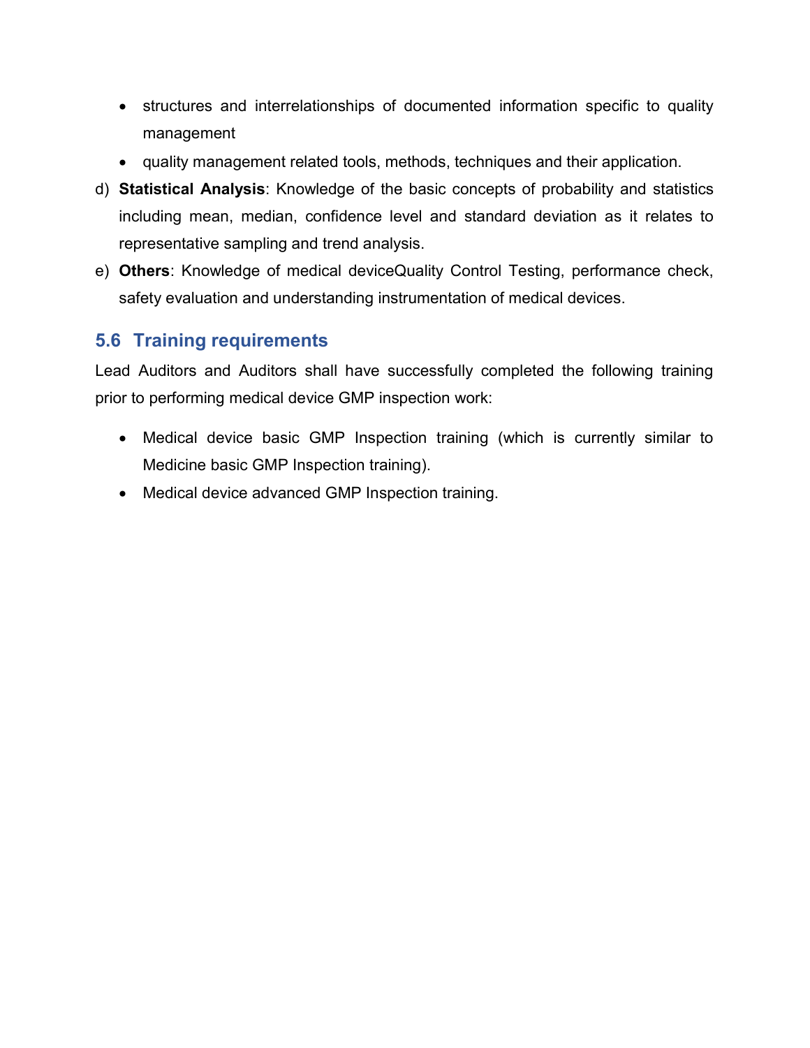- structures and interrelationships of documented information specific to quality management
- quality management related tools, methods, techniques and their application.

d) **Statistical Analysis**: Knowledge of the basic concepts of probability and statistics including mean, median, confidence level and standard deviation as it relates to representative sampling and trend analysis.

e) **Others**: Knowledge of medical deviceQuality Control Testing, performance check, safety evaluation and understanding instrumentation of medical devices.

## 5.6 Training requirements

Lead Auditors and Auditors shall have successfully completed the following training prior to performing medical device GMP inspection work:

- Medical device basic GMP Inspection training (which is currently similar to Medicine basic GMP Inspection training).
- Medical device advanced GMP Inspection training.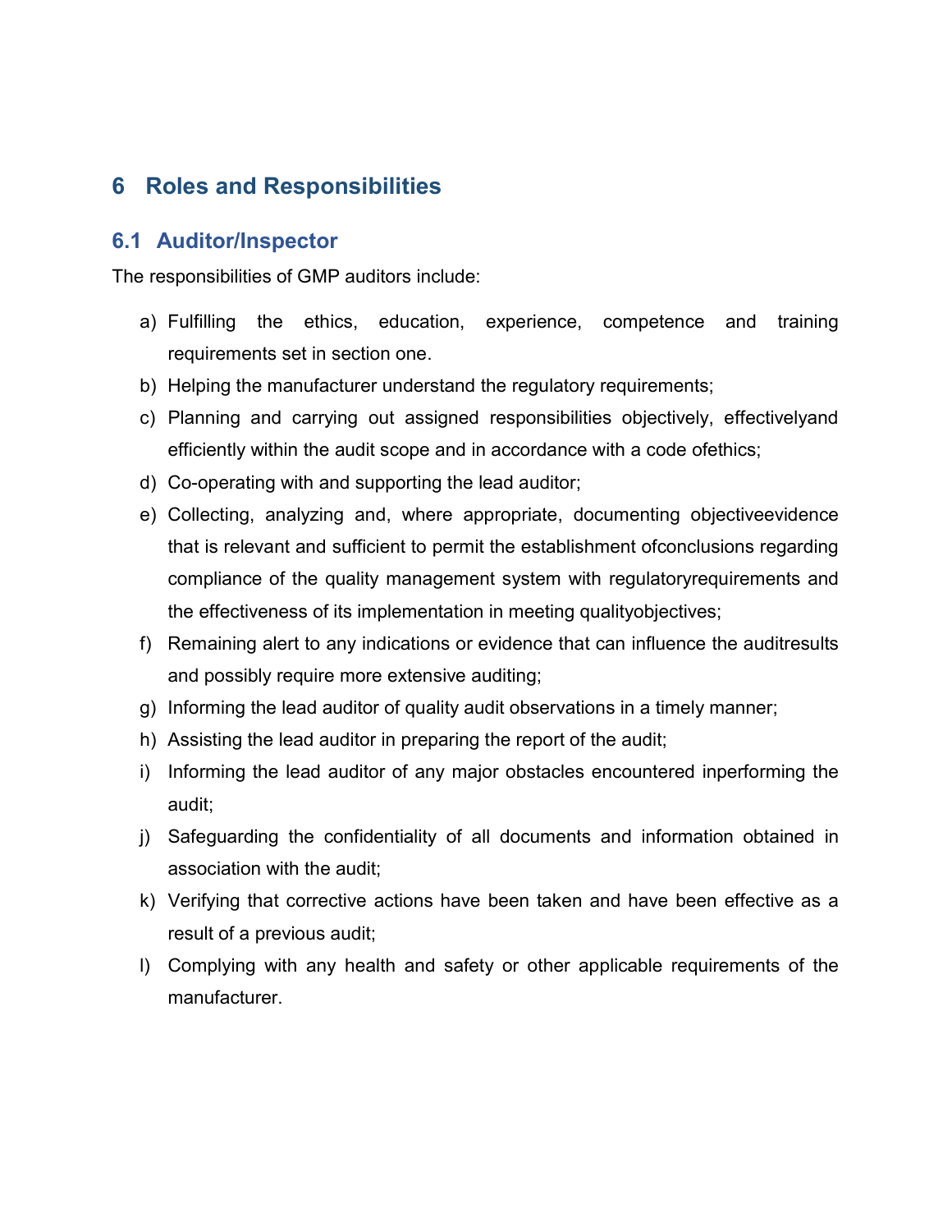# 6 Roles and Responsibilities

## 6.1 Auditor/Inspector

The responsibilities of GMP auditors include:

a) Fulfilling the ethics, education, experience, competence and training requirements set in section one.
b) Helping the manufacturer understand the regulatory requirements;
c) Planning and carrying out assigned responsibilities objectively, effectivelyand efficiently within the audit scope and in accordance with a code ofethics;
d) Co-operating with and supporting the lead auditor;
e) Collecting, analyzing and, where appropriate, documenting objectiveevidence that is relevant and sufficient to permit the establishment ofconclusions regarding compliance of the quality management system with regulatoryrequirements and the effectiveness of its implementation in meeting qualityobjectives;
f) Remaining alert to any indications or evidence that can influence the auditresults and possibly require more extensive auditing;
g) Informing the lead auditor of quality audit observations in a timely manner;
h) Assisting the lead auditor in preparing the report of the audit;
i) Informing the lead auditor of any major obstacles encountered inperforming the audit;
j) Safeguarding the confidentiality of all documents and information obtained in association with the audit;
k) Verifying that corrective actions have been taken and have been effective as a result of a previous audit;
l) Complying with any health and safety or other applicable requirements of the manufacturer.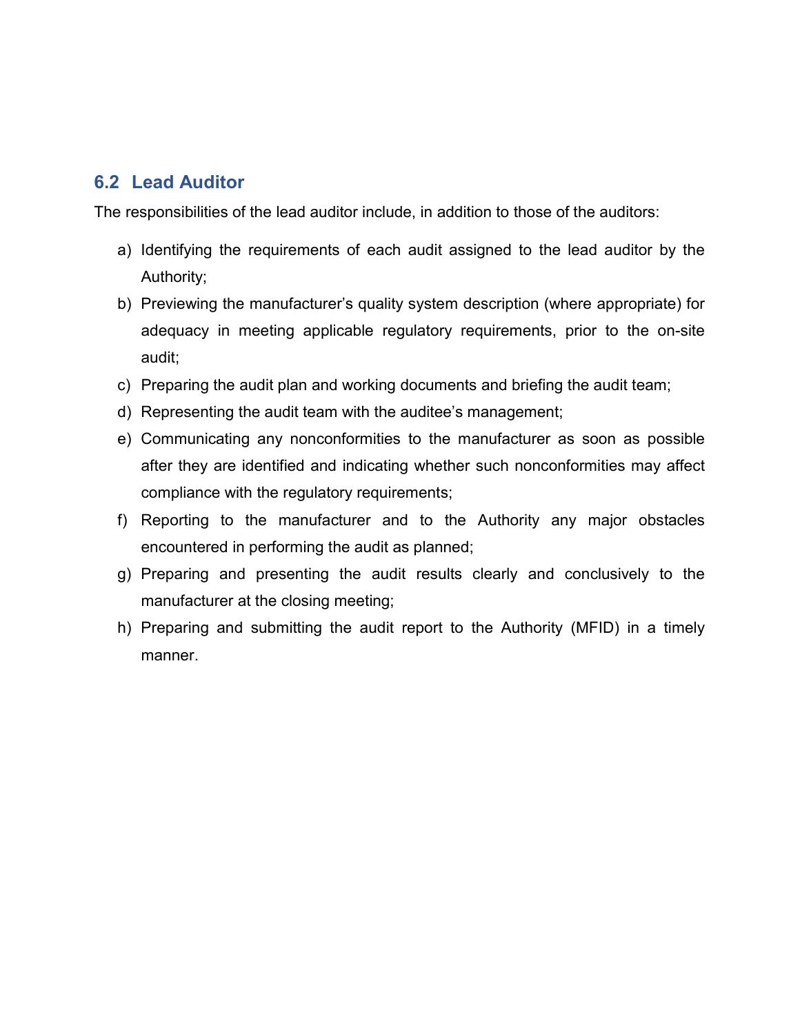## 6.2 Lead Auditor

The responsibilities of the lead auditor include, in addition to those of the auditors:

a) Identifying the requirements of each audit assigned to the lead auditor by the Authority;
b) Previewing the manufacturer's quality system description (where appropriate) for adequacy in meeting applicable regulatory requirements, prior to the on-site audit;
c) Preparing the audit plan and working documents and briefing the audit team;
d) Representing the audit team with the auditee's management;
e) Communicating any nonconformities to the manufacturer as soon as possible after they are identified and indicating whether such nonconformities may affect compliance with the regulatory requirements;
f) Reporting to the manufacturer and to the Authority any major obstacles encountered in performing the audit as planned;
g) Preparing and presenting the audit results clearly and conclusively to the manufacturer at the closing meeting;
h) Preparing and submitting the audit report to the Authority (MFID) in a timely manner.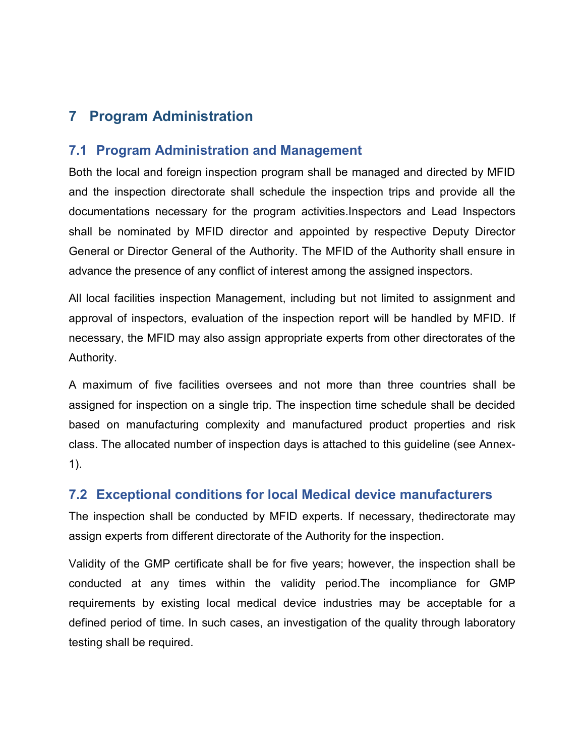# 7 Program Administration

## 7.1 Program Administration and Management

Both the local and foreign inspection program shall be managed and directed by MFID and the inspection directorate shall schedule the inspection trips and provide all the documentations necessary for the program activities.Inspectors and Lead Inspectors shall be nominated by MFID director and appointed by respective Deputy Director General or Director General of the Authority. The MFID of the Authority shall ensure in advance the presence of any conflict of interest among the assigned inspectors.

All local facilities inspection Management, including but not limited to assignment and approval of inspectors, evaluation of the inspection report will be handled by MFID. If necessary, the MFID may also assign appropriate experts from other directorates of the Authority.

A maximum of five facilities oversees and not more than three countries shall be assigned for inspection on a single trip. The inspection time schedule shall be decided based on manufacturing complexity and manufactured product properties and risk class. The allocated number of inspection days is attached to this guideline (see Annex-1).

## 7.2 Exceptional conditions for local Medical device manufacturers

The inspection shall be conducted by MFID experts. If necessary, thedirectorate may assign experts from different directorate of the Authority for the inspection.

Validity of the GMP certificate shall be for five years; however, the inspection shall be conducted at any times within the validity period.The incompliance for GMP requirements by existing local medical device industries may be acceptable for a defined period of time. In such cases, an investigation of the quality through laboratory testing shall be required.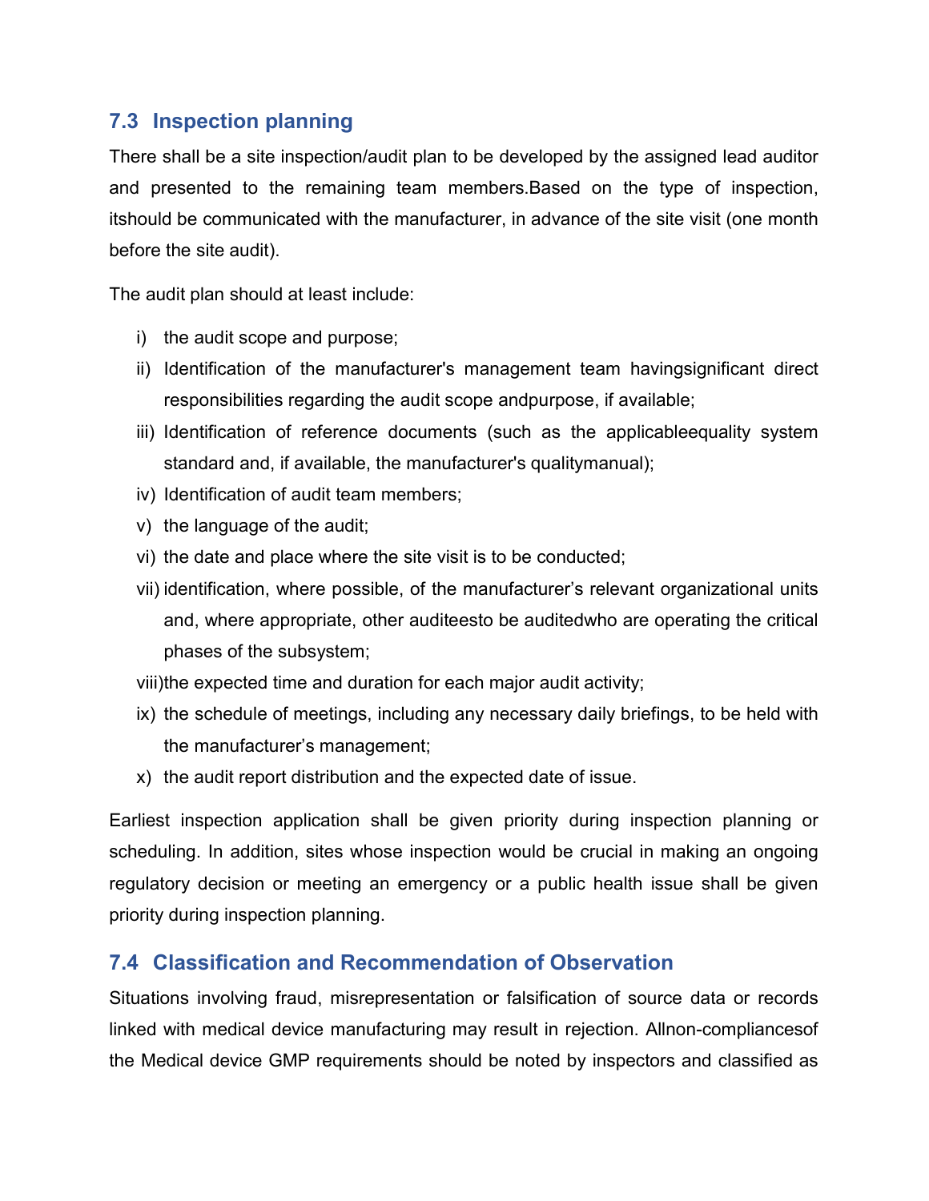## 7.3 Inspection planning

There shall be a site inspection/audit plan to be developed by the assigned lead auditor and presented to the remaining team members.Based on the type of inspection, itshould be communicated with the manufacturer, in advance of the site visit (one month before the site audit).

The audit plan should at least include:

i) the audit scope and purpose;
ii) Identification of the manufacturer's management team havingsignificant direct responsibilities regarding the audit scope andpurpose, if available;
iii) Identification of reference documents (such as the applicableequality system standard and, if available, the manufacturer's qualitymanual);
iv) Identification of audit team members;
v) the language of the audit;
vi) the date and place where the site visit is to be conducted;
vii) identification, where possible, of the manufacturer's relevant organizational units and, where appropriate, other auditeesto be auditedwho are operating the critical phases of the subsystem;
viii) the expected time and duration for each major audit activity;
ix) the schedule of meetings, including any necessary daily briefings, to be held with the manufacturer's management;
x) the audit report distribution and the expected date of issue.

Earliest inspection application shall be given priority during inspection planning or scheduling. In addition, sites whose inspection would be crucial in making an ongoing regulatory decision or meeting an emergency or a public health issue shall be given priority during inspection planning.

## 7.4 Classification and Recommendation of Observation

Situations involving fraud, misrepresentation or falsification of source data or records linked with medical device manufacturing may result in rejection. Allnon-compliancesof the Medical device GMP requirements should be noted by inspectors and classified as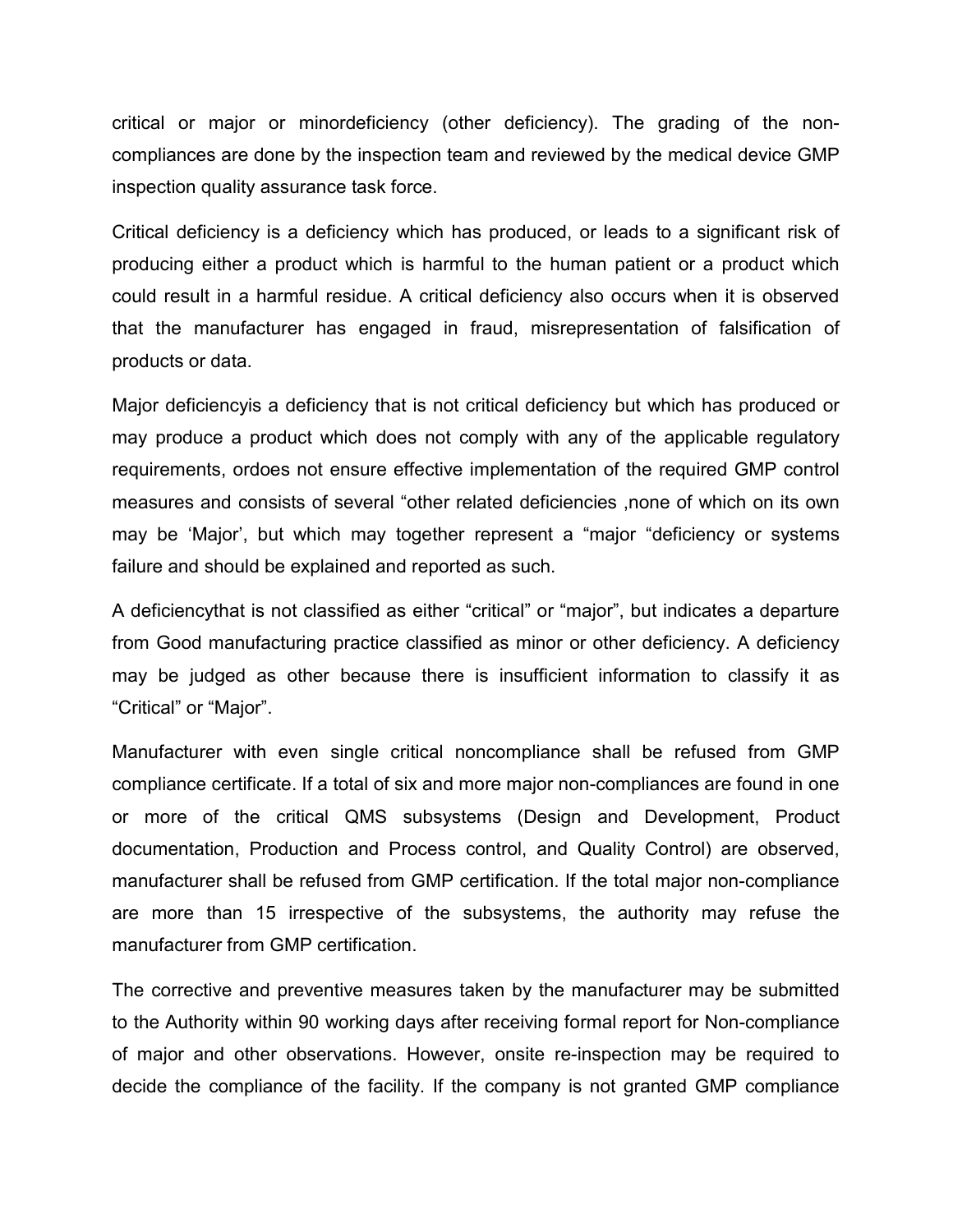critical or major or minordeficiency (other deficiency). The grading of the non-compliances are done by the inspection team and reviewed by the medical device GMP inspection quality assurance task force.

Critical deficiency is a deficiency which has produced, or leads to a significant risk of producing either a product which is harmful to the human patient or a product which could result in a harmful residue. A critical deficiency also occurs when it is observed that the manufacturer has engaged in fraud, misrepresentation of falsification of products or data.

Major deficiencyis a deficiency that is not critical deficiency but which has produced or may produce a product which does not comply with any of the applicable regulatory requirements, ordoes not ensure effective implementation of the required GMP control measures and consists of several "other related deficiencies ,none of which on its own may be 'Major', but which may together represent a "major "deficiency or systems failure and should be explained and reported as such.

A deficiencythat is not classified as either "critical" or "major", but indicates a departure from Good manufacturing practice classified as minor or other deficiency. A deficiency may be judged as other because there is insufficient information to classify it as "Critical" or "Major".

Manufacturer with even single critical noncompliance shall be refused from GMP compliance certificate. If a total of six and more major non-compliances are found in one or more of the critical QMS subsystems (Design and Development, Product documentation, Production and Process control, and Quality Control) are observed, manufacturer shall be refused from GMP certification. If the total major non-compliance are more than 15 irrespective of the subsystems, the authority may refuse the manufacturer from GMP certification.

The corrective and preventive measures taken by the manufacturer may be submitted to the Authority within 90 working days after receiving formal report for Non-compliance of major and other observations. However, onsite re-inspection may be required to decide the compliance of the facility. If the company is not granted GMP compliance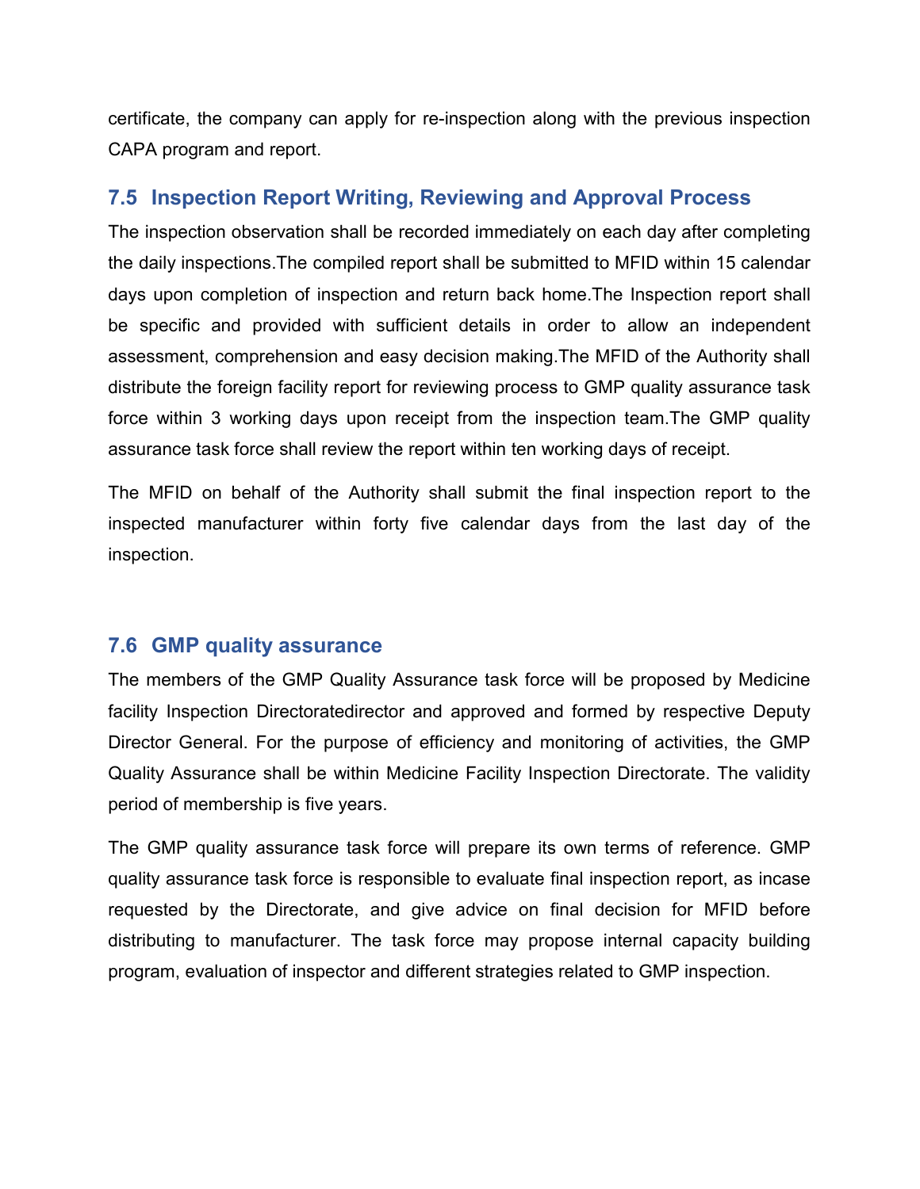certificate, the company can apply for re-inspection along with the previous inspection CAPA program and report.

## 7.5 Inspection Report Writing, Reviewing and Approval Process

The inspection observation shall be recorded immediately on each day after completing the daily inspections.The compiled report shall be submitted to MFID within 15 calendar days upon completion of inspection and return back home.The Inspection report shall be specific and provided with sufficient details in order to allow an independent assessment, comprehension and easy decision making.The MFID of the Authority shall distribute the foreign facility report for reviewing process to GMP quality assurance task force within 3 working days upon receipt from the inspection team.The GMP quality assurance task force shall review the report within ten working days of receipt.

The MFID on behalf of the Authority shall submit the final inspection report to the inspected manufacturer within forty five calendar days from the last day of the inspection.

## 7.6 GMP quality assurance

The members of the GMP Quality Assurance task force will be proposed by Medicine facility Inspection Directoratedirector and approved and formed by respective Deputy Director General. For the purpose of efficiency and monitoring of activities, the GMP Quality Assurance shall be within Medicine Facility Inspection Directorate. The validity period of membership is five years.

The GMP quality assurance task force will prepare its own terms of reference. GMP quality assurance task force is responsible to evaluate final inspection report, as incase requested by the Directorate, and give advice on final decision for MFID before distributing to manufacturer. The task force may propose internal capacity building program, evaluation of inspector and different strategies related to GMP inspection.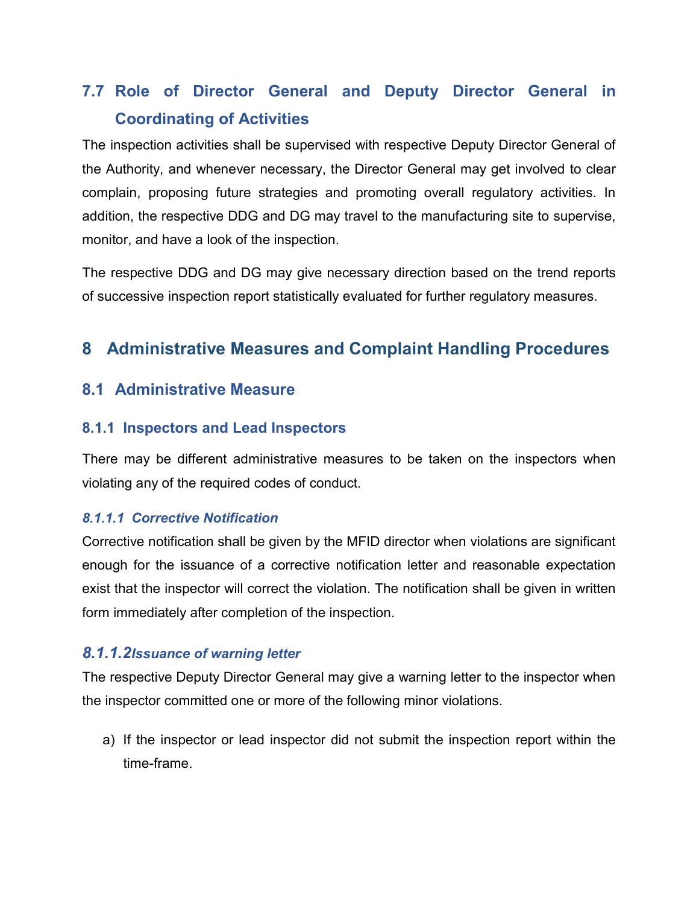## 7.7 Role of Director General and Deputy Director General in Coordinating of Activities

The inspection activities shall be supervised with respective Deputy Director General of the Authority, and whenever necessary, the Director General may get involved to clear complain, proposing future strategies and promoting overall regulatory activities. In addition, the respective DDG and DG may travel to the manufacturing site to supervise, monitor, and have a look of the inspection.

The respective DDG and DG may give necessary direction based on the trend reports of successive inspection report statistically evaluated for further regulatory measures.

# 8 Administrative Measures and Complaint Handling Procedures

## 8.1 Administrative Measure

### 8.1.1 Inspectors and Lead Inspectors

There may be different administrative measures to be taken on the inspectors when violating any of the required codes of conduct.

#### *8.1.1.1 Corrective Notification*

Corrective notification shall be given by the MFID director when violations are significant enough for the issuance of a corrective notification letter and reasonable expectation exist that the inspector will correct the violation. The notification shall be given in written form immediately after completion of the inspection.

#### *8.1.1.2 Issuance of warning letter*

The respective Deputy Director General may give a warning letter to the inspector when the inspector committed one or more of the following minor violations.

a) If the inspector or lead inspector did not submit the inspection report within the time-frame.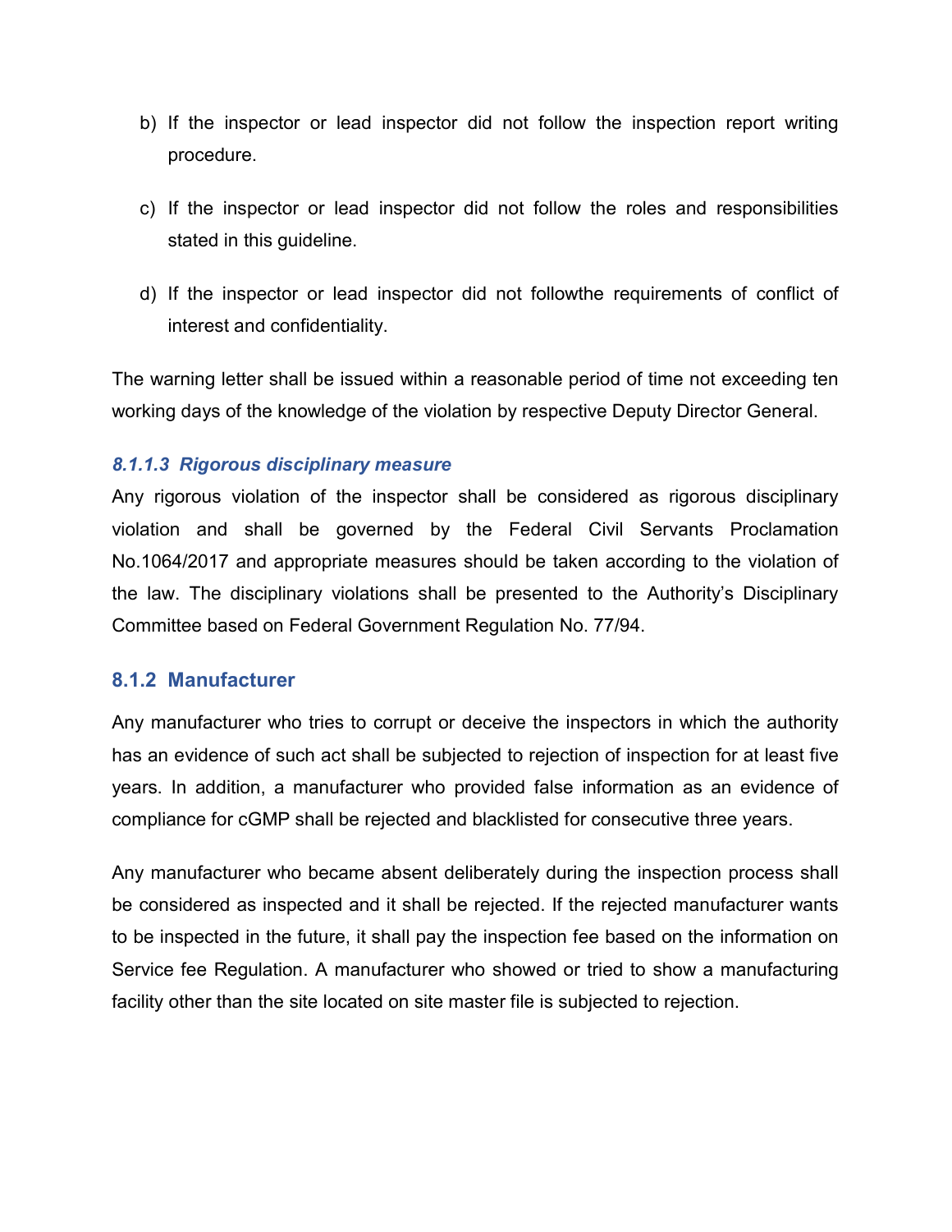b) If the inspector or lead inspector did not follow the inspection report writing procedure.

c) If the inspector or lead inspector did not follow the roles and responsibilities stated in this guideline.

d) If the inspector or lead inspector did not followthe requirements of conflict of interest and confidentiality.

The warning letter shall be issued within a reasonable period of time not exceeding ten working days of the knowledge of the violation by respective Deputy Director General.

#### *8.1.1.3 Rigorous disciplinary measure*

Any rigorous violation of the inspector shall be considered as rigorous disciplinary violation and shall be governed by the Federal Civil Servants Proclamation No.1064/2017 and appropriate measures should be taken according to the violation of the law. The disciplinary violations shall be presented to the Authority's Disciplinary Committee based on Federal Government Regulation No. 77/94.

### 8.1.2 Manufacturer

Any manufacturer who tries to corrupt or deceive the inspectors in which the authority has an evidence of such act shall be subjected to rejection of inspection for at least five years. In addition, a manufacturer who provided false information as an evidence of compliance for cGMP shall be rejected and blacklisted for consecutive three years.

Any manufacturer who became absent deliberately during the inspection process shall be considered as inspected and it shall be rejected. If the rejected manufacturer wants to be inspected in the future, it shall pay the inspection fee based on the information on Service fee Regulation. A manufacturer who showed or tried to show a manufacturing facility other than the site located on site master file is subjected to rejection.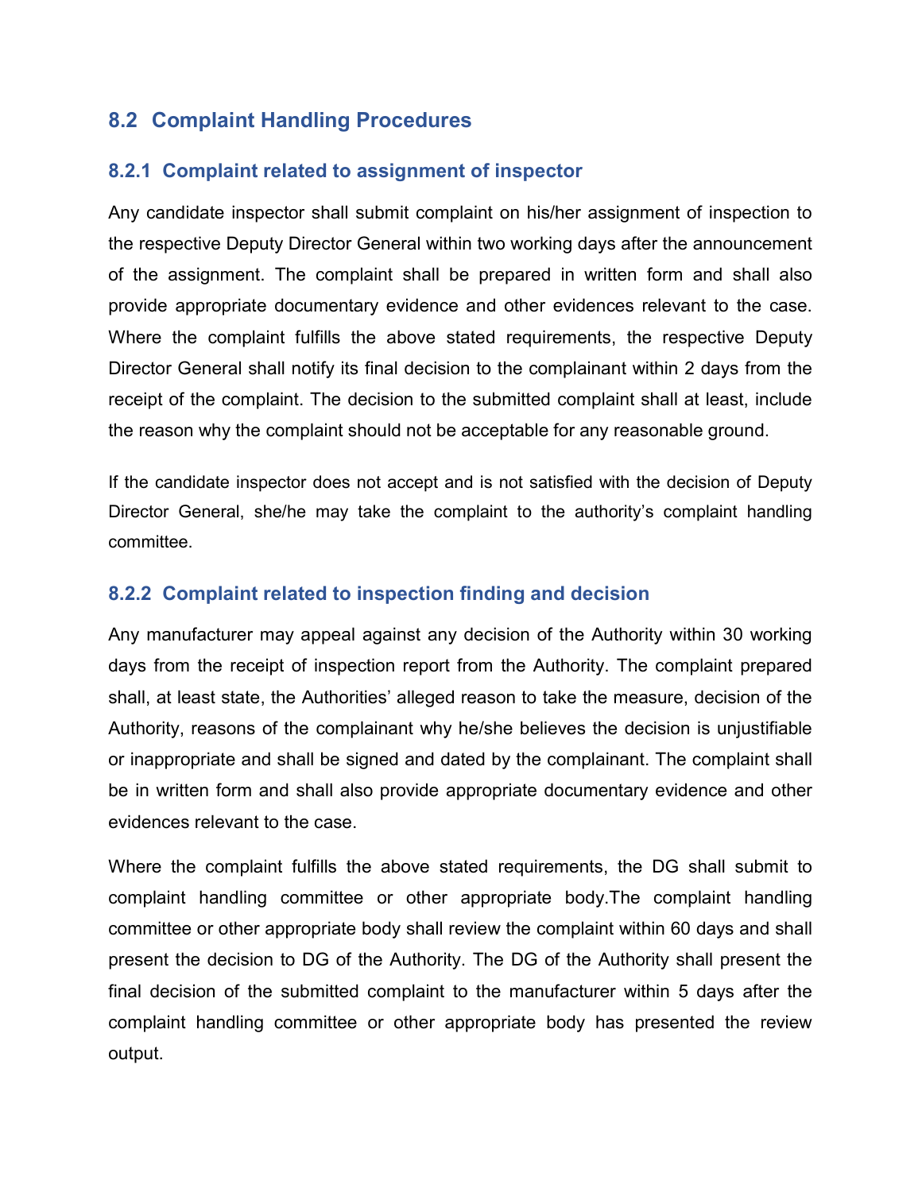## 8.2 Complaint Handling Procedures

### 8.2.1 Complaint related to assignment of inspector

Any candidate inspector shall submit complaint on his/her assignment of inspection to the respective Deputy Director General within two working days after the announcement of the assignment. The complaint shall be prepared in written form and shall also provide appropriate documentary evidence and other evidences relevant to the case. Where the complaint fulfills the above stated requirements, the respective Deputy Director General shall notify its final decision to the complainant within 2 days from the receipt of the complaint. The decision to the submitted complaint shall at least, include the reason why the complaint should not be acceptable for any reasonable ground.

If the candidate inspector does not accept and is not satisfied with the decision of Deputy Director General, she/he may take the complaint to the authority's complaint handling committee.

### 8.2.2 Complaint related to inspection finding and decision

Any manufacturer may appeal against any decision of the Authority within 30 working days from the receipt of inspection report from the Authority. The complaint prepared shall, at least state, the Authorities' alleged reason to take the measure, decision of the Authority, reasons of the complainant why he/she believes the decision is unjustifiable or inappropriate and shall be signed and dated by the complainant. The complaint shall be in written form and shall also provide appropriate documentary evidence and other evidences relevant to the case.

Where the complaint fulfills the above stated requirements, the DG shall submit to complaint handling committee or other appropriate body.The complaint handling committee or other appropriate body shall review the complaint within 60 days and shall present the decision to DG of the Authority. The DG of the Authority shall present the final decision of the submitted complaint to the manufacturer within 5 days after the complaint handling committee or other appropriate body has presented the review output.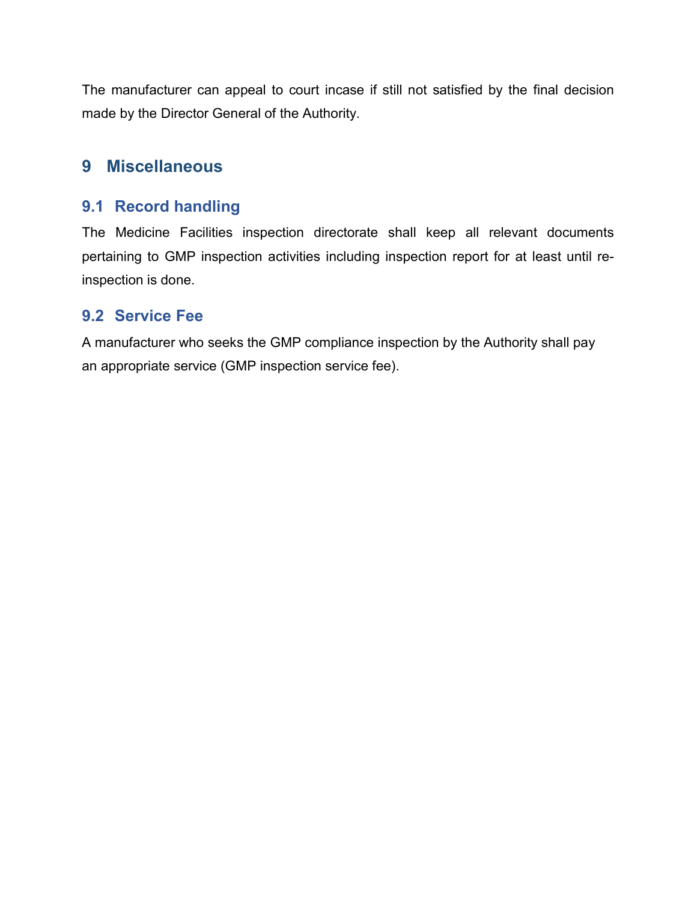The manufacturer can appeal to court incase if still not satisfied by the final decision made by the Director General of the Authority.

# 9 Miscellaneous

## 9.1 Record handling

The Medicine Facilities inspection directorate shall keep all relevant documents pertaining to GMP inspection activities including inspection report for at least until re-inspection is done.

## 9.2 Service Fee

A manufacturer who seeks the GMP compliance inspection by the Authority shall pay an appropriate service (GMP inspection service fee).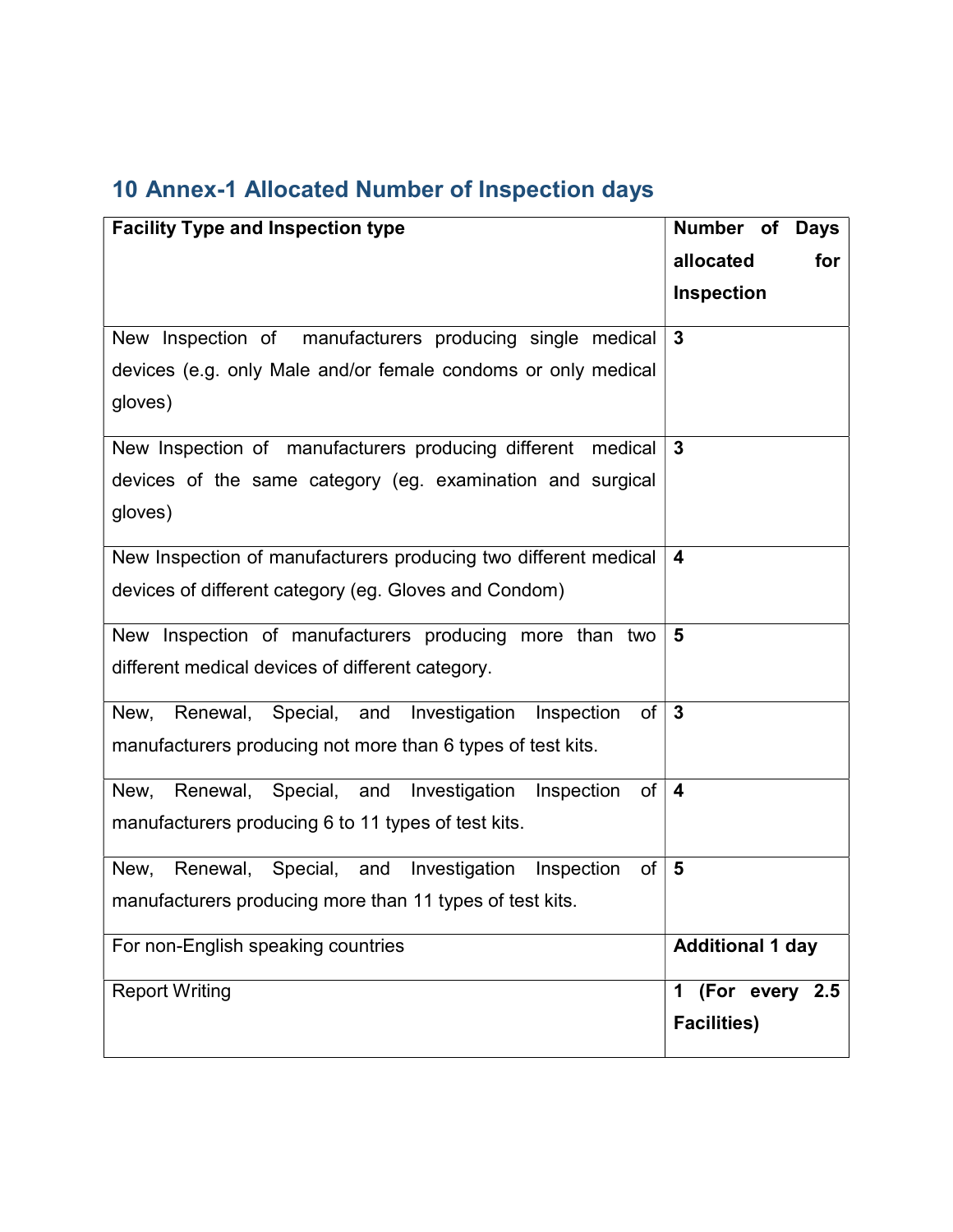## 10 Annex-1 Allocated Number of Inspection days

| Facility Type and Inspection type | Number of Days allocated for Inspection |
|---|---|
| New Inspection of manufacturers producing single medical devices (e.g. only Male and/or female condoms or only medical gloves) | **3** |
| New Inspection of manufacturers producing different medical devices of the same category (eg. examination and surgical gloves) | **3** |
| New Inspection of manufacturers producing two different medical devices of different category (eg. Gloves and Condom) | **4** |
| New Inspection of manufacturers producing more than two different medical devices of different category. | **5** |
| New, Renewal, Special, and Investigation Inspection of manufacturers producing not more than 6 types of test kits. | **3** |
| New, Renewal, Special, and Investigation Inspection of manufacturers producing 6 to 11 types of test kits. | **4** |
| New, Renewal, Special, and Investigation Inspection of manufacturers producing more than 11 types of test kits. | **5** |
| For non-English speaking countries | **Additional 1 day** |
| Report Writing | **1 (For every 2.5 Facilities)** |